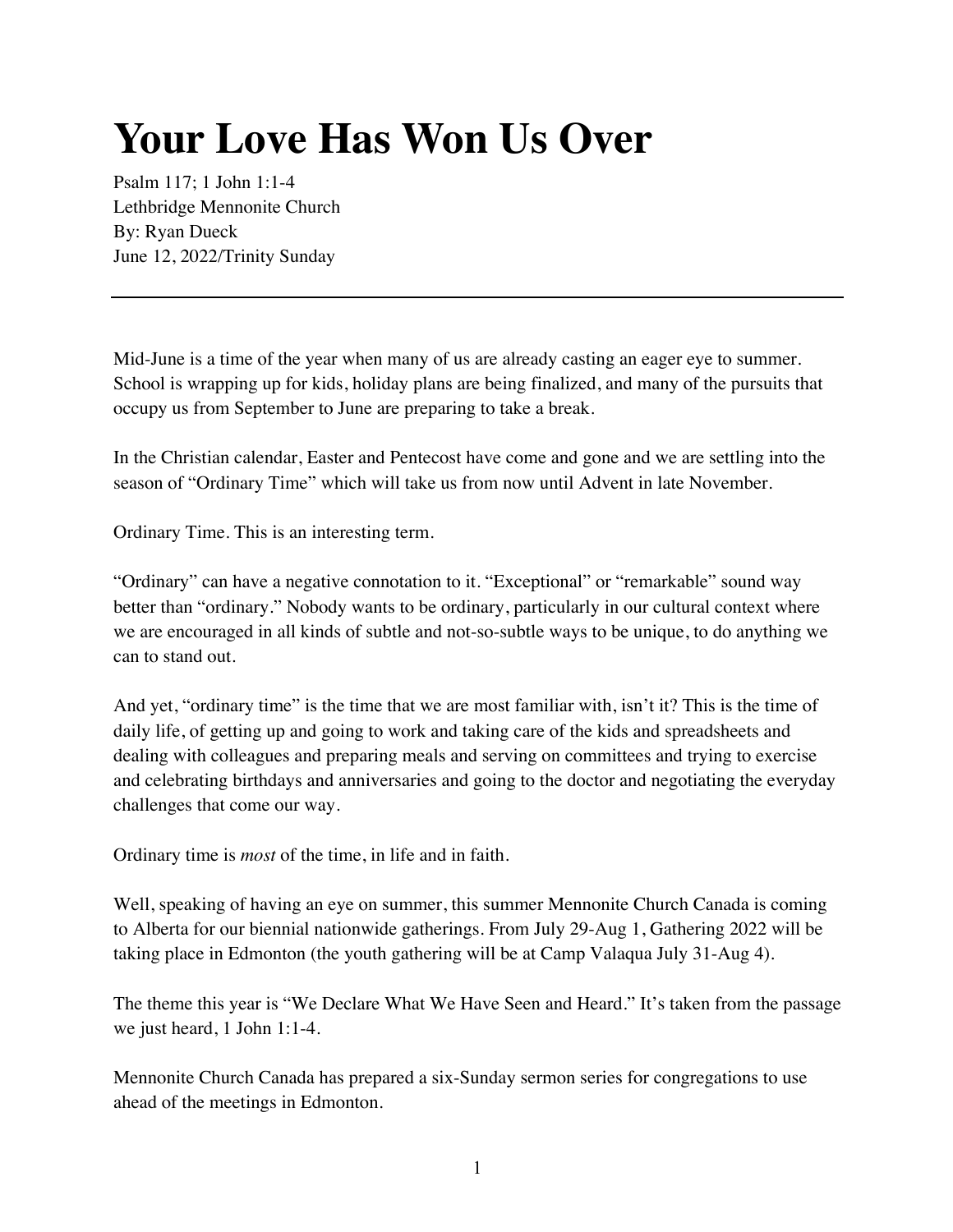# Your Love Has Won Us Over

Psalm 117; 1 John 1:1-4
Lethbridge Mennonite Church
By: Ryan Dueck
June 12, 2022/Trinity Sunday

---

Mid-June is a time of the year when many of us are already casting an eager eye to summer. School is wrapping up for kids, holiday plans are being finalized, and many of the pursuits that occupy us from September to June are preparing to take a break.

In the Christian calendar, Easter and Pentecost have come and gone and we are settling into the season of "Ordinary Time" which will take us from now until Advent in late November.

Ordinary Time. This is an interesting term.

"Ordinary" can have a negative connotation to it. "Exceptional" or "remarkable" sound way better than "ordinary." Nobody wants to be ordinary, particularly in our cultural context where we are encouraged in all kinds of subtle and not-so-subtle ways to be unique, to do anything we can to stand out.

And yet, "ordinary time" is the time that we are most familiar with, isn't it? This is the time of daily life, of getting up and going to work and taking care of the kids and spreadsheets and dealing with colleagues and preparing meals and serving on committees and trying to exercise and celebrating birthdays and anniversaries and going to the doctor and negotiating the everyday challenges that come our way.

Ordinary time is *most* of the time, in life and in faith.

Well, speaking of having an eye on summer, this summer Mennonite Church Canada is coming to Alberta for our biennial nationwide gatherings. From July 29-Aug 1, Gathering 2022 will be taking place in Edmonton (the youth gathering will be at Camp Valaqua July 31-Aug 4).

The theme this year is "We Declare What We Have Seen and Heard." It's taken from the passage we just heard, 1 John 1:1-4.

Mennonite Church Canada has prepared a six-Sunday sermon series for congregations to use ahead of the meetings in Edmonton.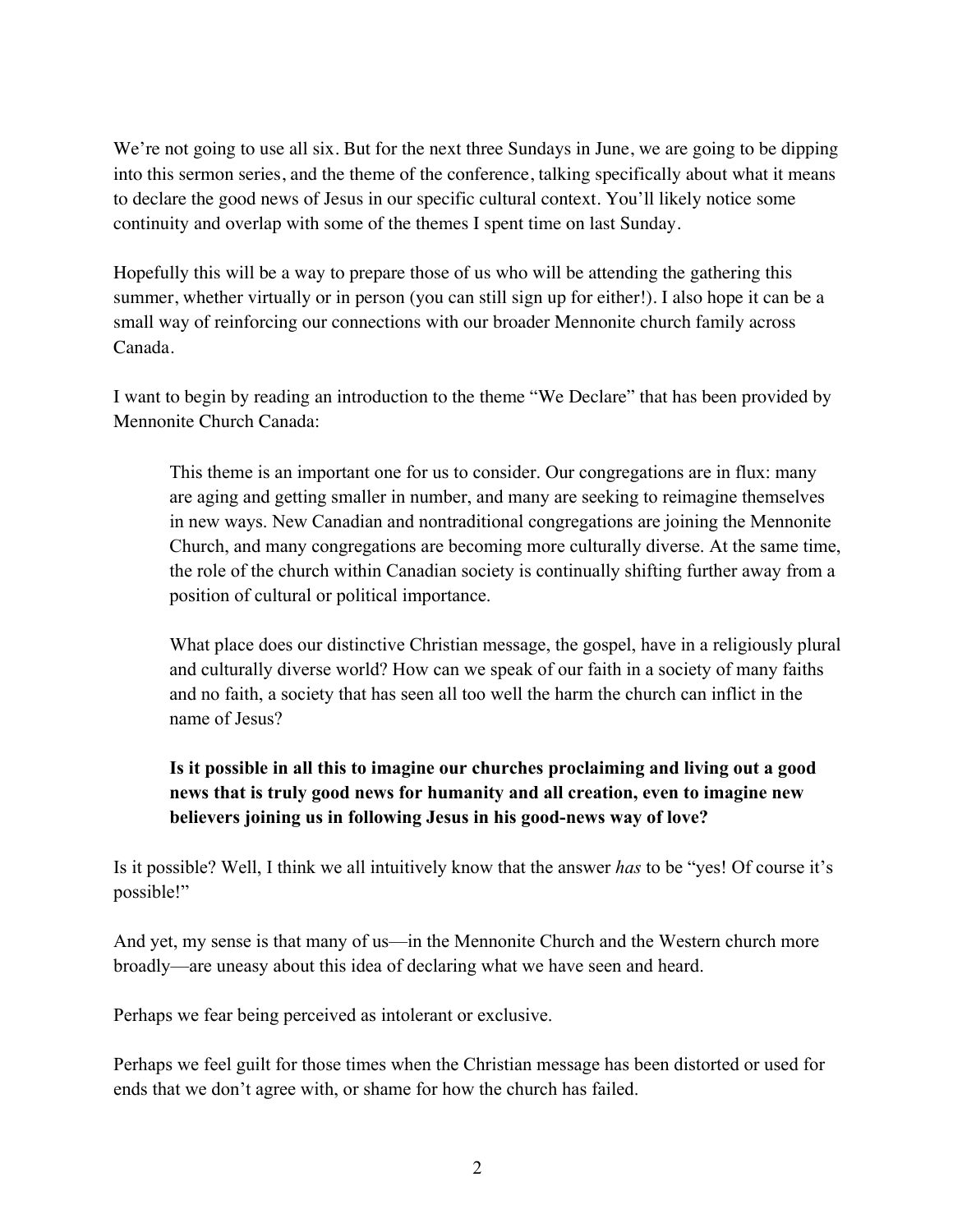We're not going to use all six. But for the next three Sundays in June, we are going to be dipping into this sermon series, and the theme of the conference, talking specifically about what it means to declare the good news of Jesus in our specific cultural context. You'll likely notice some continuity and overlap with some of the themes I spent time on last Sunday.

Hopefully this will be a way to prepare those of us who will be attending the gathering this summer, whether virtually or in person (you can still sign up for either!). I also hope it can be a small way of reinforcing our connections with our broader Mennonite church family across Canada.

I want to begin by reading an introduction to the theme "We Declare" that has been provided by Mennonite Church Canada:

> This theme is an important one for us to consider. Our congregations are in flux: many are aging and getting smaller in number, and many are seeking to reimagine themselves in new ways. New Canadian and nontraditional congregations are joining the Mennonite Church, and many congregations are becoming more culturally diverse. At the same time, the role of the church within Canadian society is continually shifting further away from a position of cultural or political importance.
>
> What place does our distinctive Christian message, the gospel, have in a religiously plural and culturally diverse world? How can we speak of our faith in a society of many faiths and no faith, a society that has seen all too well the harm the church can inflict in the name of Jesus?
>
> **Is it possible in all this to imagine our churches proclaiming and living out a good news that is truly good news for humanity and all creation, even to imagine new believers joining us in following Jesus in his good-news way of love?**

Is it possible? Well, I think we all intuitively know that the answer *has* to be "yes! Of course it's possible!"

And yet, my sense is that many of us—in the Mennonite Church and the Western church more broadly—are uneasy about this idea of declaring what we have seen and heard.

Perhaps we fear being perceived as intolerant or exclusive.

Perhaps we feel guilt for those times when the Christian message has been distorted or used for ends that we don't agree with, or shame for how the church has failed.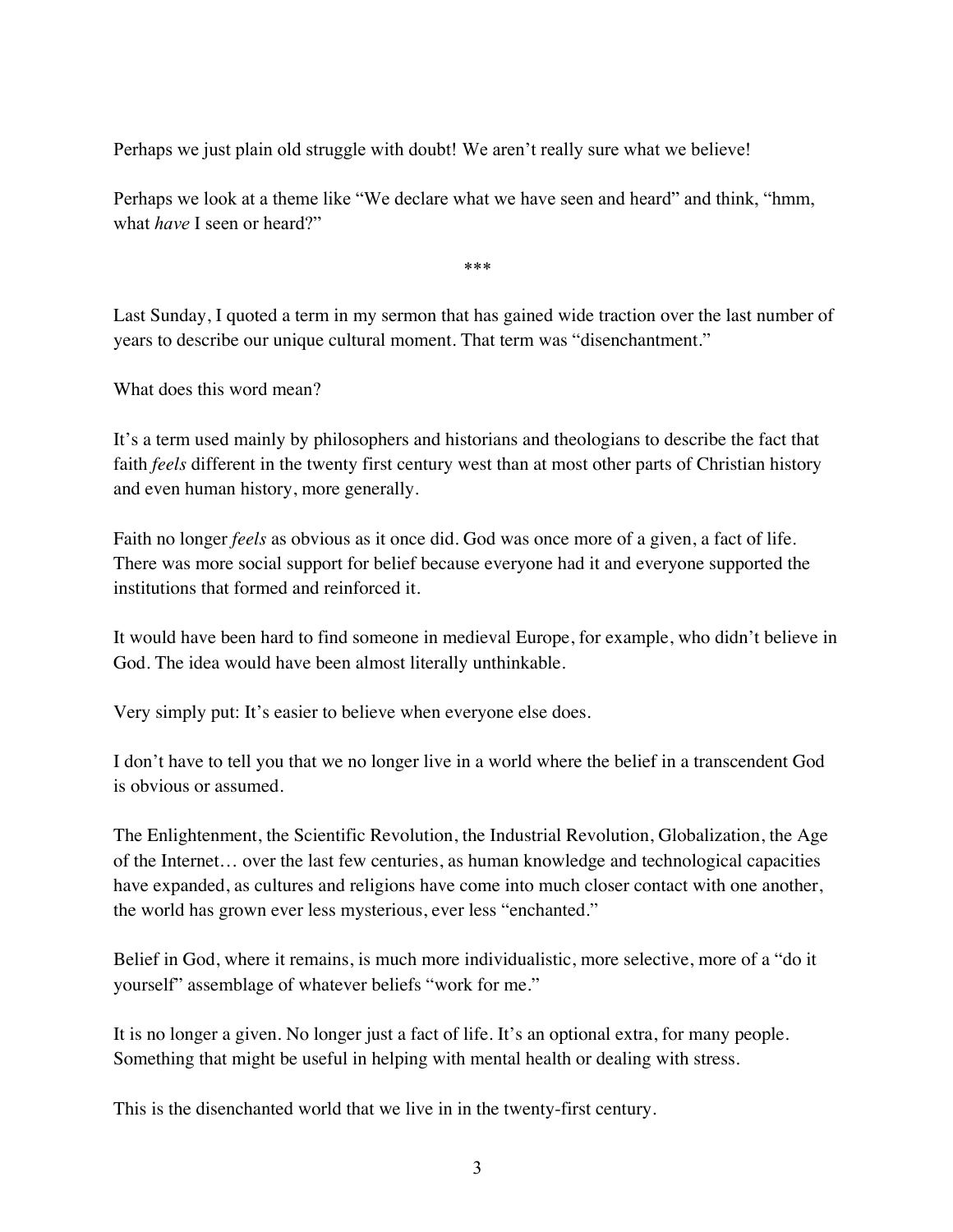Perhaps we just plain old struggle with doubt! We aren't really sure what we believe!

Perhaps we look at a theme like "We declare what we have seen and heard" and think, "hmm, what *have* I seen or heard?"

***

Last Sunday, I quoted a term in my sermon that has gained wide traction over the last number of years to describe our unique cultural moment. That term was "disenchantment."

What does this word mean?

It's a term used mainly by philosophers and historians and theologians to describe the fact that faith *feels* different in the twenty first century west than at most other parts of Christian history and even human history, more generally.

Faith no longer *feels* as obvious as it once did. God was once more of a given, a fact of life. There was more social support for belief because everyone had it and everyone supported the institutions that formed and reinforced it.

It would have been hard to find someone in medieval Europe, for example, who didn't believe in God. The idea would have been almost literally unthinkable.

Very simply put: It's easier to believe when everyone else does.

I don't have to tell you that we no longer live in a world where the belief in a transcendent God is obvious or assumed.

The Enlightenment, the Scientific Revolution, the Industrial Revolution, Globalization, the Age of the Internet… over the last few centuries, as human knowledge and technological capacities have expanded, as cultures and religions have come into much closer contact with one another, the world has grown ever less mysterious, ever less "enchanted."

Belief in God, where it remains, is much more individualistic, more selective, more of a "do it yourself" assemblage of whatever beliefs "work for me."

It is no longer a given. No longer just a fact of life. It's an optional extra, for many people. Something that might be useful in helping with mental health or dealing with stress.

This is the disenchanted world that we live in in the twenty-first century.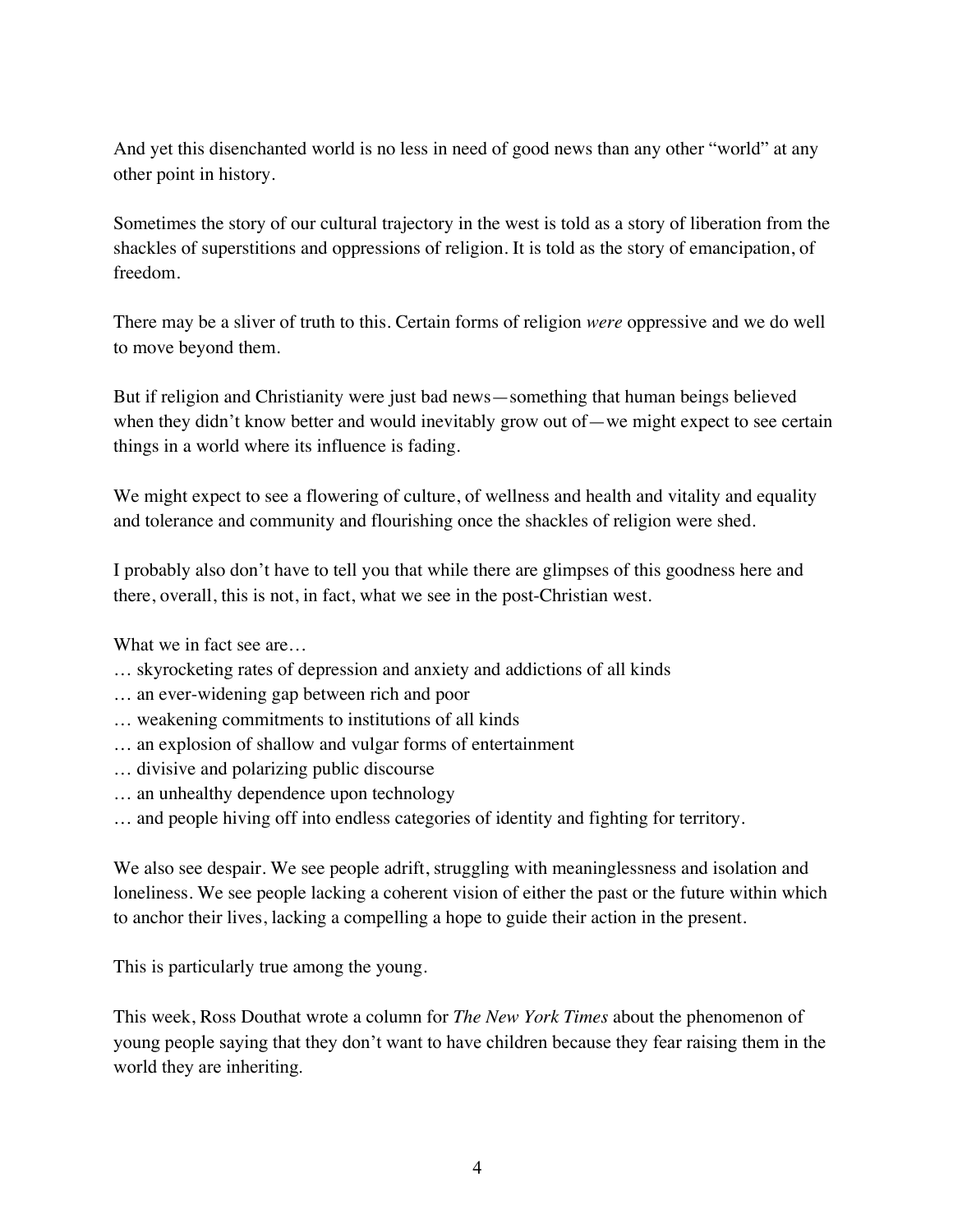And yet this disenchanted world is no less in need of good news than any other "world" at any other point in history.

Sometimes the story of our cultural trajectory in the west is told as a story of liberation from the shackles of superstitions and oppressions of religion. It is told as the story of emancipation, of freedom.

There may be a sliver of truth to this. Certain forms of religion *were* oppressive and we do well to move beyond them.

But if religion and Christianity were just bad news—something that human beings believed when they didn't know better and would inevitably grow out of—we might expect to see certain things in a world where its influence is fading.

We might expect to see a flowering of culture, of wellness and health and vitality and equality and tolerance and community and flourishing once the shackles of religion were shed.

I probably also don't have to tell you that while there are glimpses of this goodness here and there, overall, this is not, in fact, what we see in the post-Christian west.

What we in fact see are…
… skyrocketing rates of depression and anxiety and addictions of all kinds
… an ever-widening gap between rich and poor
… weakening commitments to institutions of all kinds
… an explosion of shallow and vulgar forms of entertainment
… divisive and polarizing public discourse
… an unhealthy dependence upon technology
… and people hiving off into endless categories of identity and fighting for territory.

We also see despair. We see people adrift, struggling with meaninglessness and isolation and loneliness. We see people lacking a coherent vision of either the past or the future within which to anchor their lives, lacking a compelling a hope to guide their action in the present.

This is particularly true among the young.

This week, Ross Douthat wrote a column for *The New York Times* about the phenomenon of young people saying that they don't want to have children because they fear raising them in the world they are inheriting.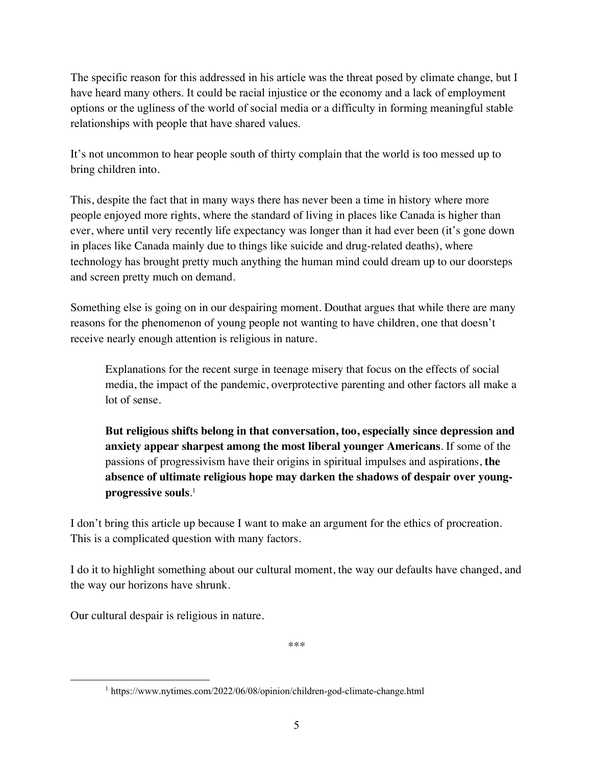The specific reason for this addressed in his article was the threat posed by climate change, but I have heard many others. It could be racial injustice or the economy and a lack of employment options or the ugliness of the world of social media or a difficulty in forming meaningful stable relationships with people that have shared values.

It's not uncommon to hear people south of thirty complain that the world is too messed up to bring children into.

This, despite the fact that in many ways there has never been a time in history where more people enjoyed more rights, where the standard of living in places like Canada is higher than ever, where until very recently life expectancy was longer than it had ever been (it's gone down in places like Canada mainly due to things like suicide and drug-related deaths), where technology has brought pretty much anything the human mind could dream up to our doorsteps and screen pretty much on demand.

Something else is going on in our despairing moment. Douthat argues that while there are many reasons for the phenomenon of young people not wanting to have children, one that doesn't receive nearly enough attention is religious in nature.

> Explanations for the recent surge in teenage misery that focus on the effects of social media, the impact of the pandemic, overprotective parenting and other factors all make a lot of sense.
>
> **But religious shifts belong in that conversation, too, especially since depression and anxiety appear sharpest among the most liberal younger Americans**. If some of the passions of progressivism have their origins in spiritual impulses and aspirations, **the absence of ultimate religious hope may darken the shadows of despair over young-progressive souls**.[1]

I don't bring this article up because I want to make an argument for the ethics of procreation. This is a complicated question with many factors.

I do it to highlight something about our cultural moment, the way our defaults have changed, and the way our horizons have shrunk.

Our cultural despair is religious in nature.

\*\*\*

[1] https://www.nytimes.com/2022/06/08/opinion/children-god-climate-change.html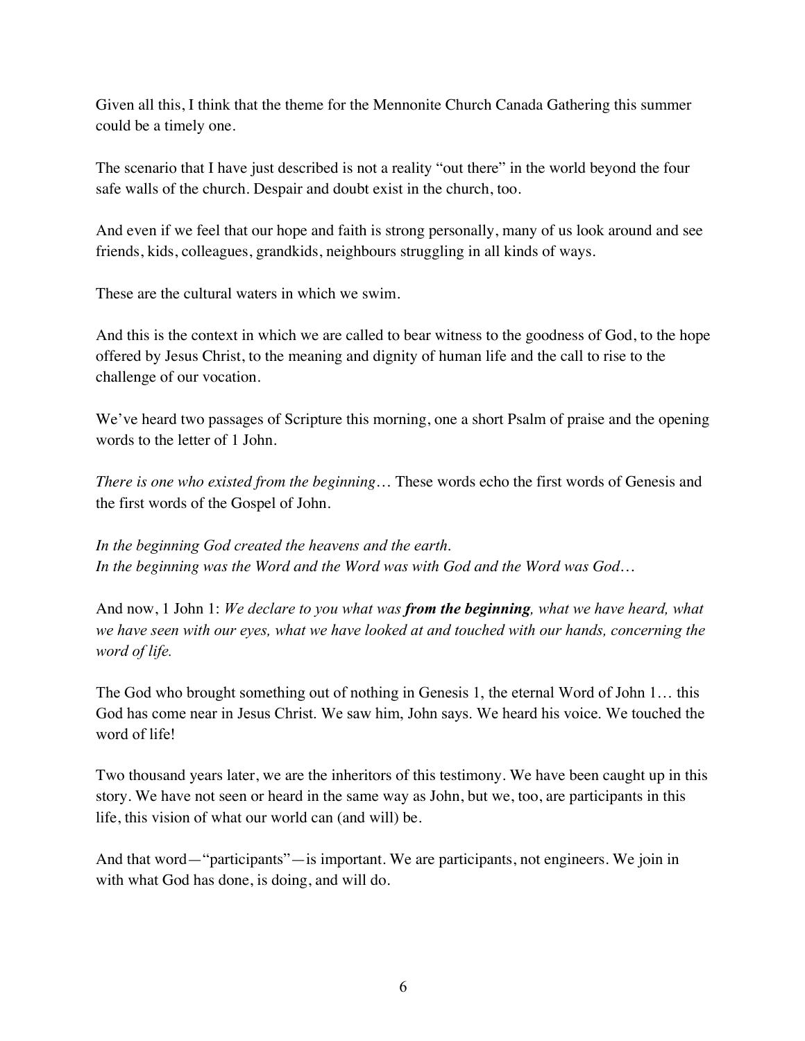Given all this, I think that the theme for the Mennonite Church Canada Gathering this summer could be a timely one.

The scenario that I have just described is not a reality "out there" in the world beyond the four safe walls of the church. Despair and doubt exist in the church, too.

And even if we feel that our hope and faith is strong personally, many of us look around and see friends, kids, colleagues, grandkids, neighbours struggling in all kinds of ways.

These are the cultural waters in which we swim.

And this is the context in which we are called to bear witness to the goodness of God, to the hope offered by Jesus Christ, to the meaning and dignity of human life and the call to rise to the challenge of our vocation.

We've heard two passages of Scripture this morning, one a short Psalm of praise and the opening words to the letter of 1 John.

*There is one who existed from the beginning*… These words echo the first words of Genesis and the first words of the Gospel of John.

*In the beginning God created the heavens and the earth.*
*In the beginning was the Word and the Word was with God and the Word was God…*

And now, 1 John 1: *We declare to you what was **from the beginning**, what we have heard, what we have seen with our eyes, what we have looked at and touched with our hands, concerning the word of life.*

The God who brought something out of nothing in Genesis 1, the eternal Word of John 1… this God has come near in Jesus Christ. We saw him, John says. We heard his voice. We touched the word of life!

Two thousand years later, we are the inheritors of this testimony. We have been caught up in this story. We have not seen or heard in the same way as John, but we, too, are participants in this life, this vision of what our world can (and will) be.

And that word—"participants"—is important. We are participants, not engineers. We join in with what God has done, is doing, and will do.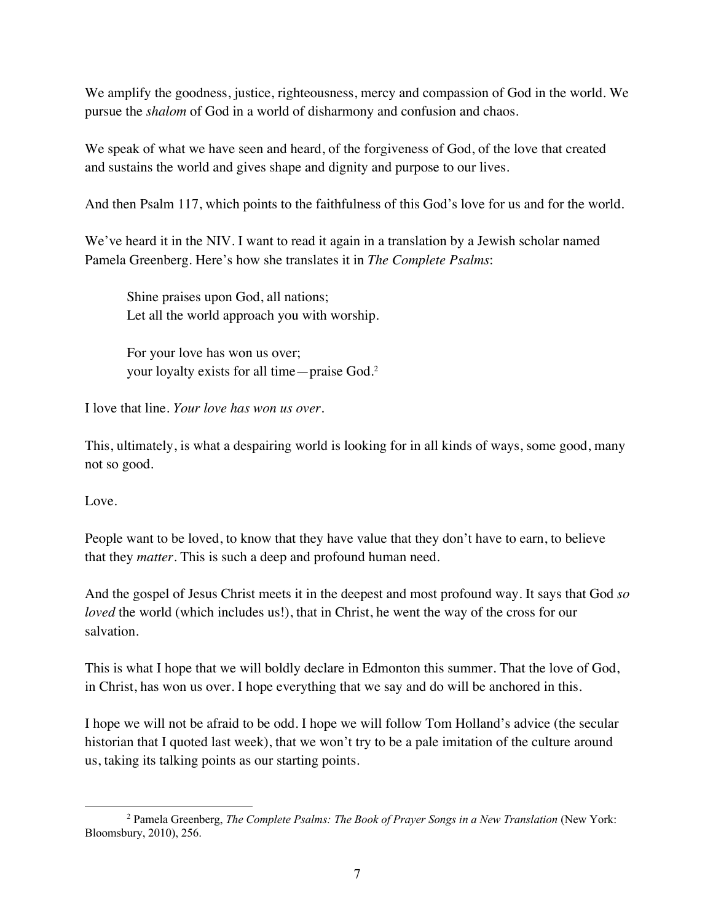We amplify the goodness, justice, righteousness, mercy and compassion of God in the world. We pursue the *shalom* of God in a world of disharmony and confusion and chaos.

We speak of what we have seen and heard, of the forgiveness of God, of the love that created and sustains the world and gives shape and dignity and purpose to our lives.

And then Psalm 117, which points to the faithfulness of this God's love for us and for the world.

We've heard it in the NIV. I want to read it again in a translation by a Jewish scholar named Pamela Greenberg. Here's how she translates it in *The Complete Psalms*:

> Shine praises upon God, all nations;
> Let all the world approach you with worship.
>
> For your love has won us over;
> your loyalty exists for all time—praise God.[2]

I love that line. *Your love has won us over*.

This, ultimately, is what a despairing world is looking for in all kinds of ways, some good, many not so good.

Love.

People want to be loved, to know that they have value that they don't have to earn, to believe that they *matter*. This is such a deep and profound human need.

And the gospel of Jesus Christ meets it in the deepest and most profound way. It says that God *so loved* the world (which includes us!), that in Christ, he went the way of the cross for our salvation.

This is what I hope that we will boldly declare in Edmonton this summer. That the love of God, in Christ, has won us over. I hope everything that we say and do will be anchored in this.

I hope we will not be afraid to be odd. I hope we will follow Tom Holland's advice (the secular historian that I quoted last week), that we won't try to be a pale imitation of the culture around us, taking its talking points as our starting points.

---

[2] Pamela Greenberg, *The Complete Psalms: The Book of Prayer Songs in a New Translation* (New York: Bloomsbury, 2010), 256.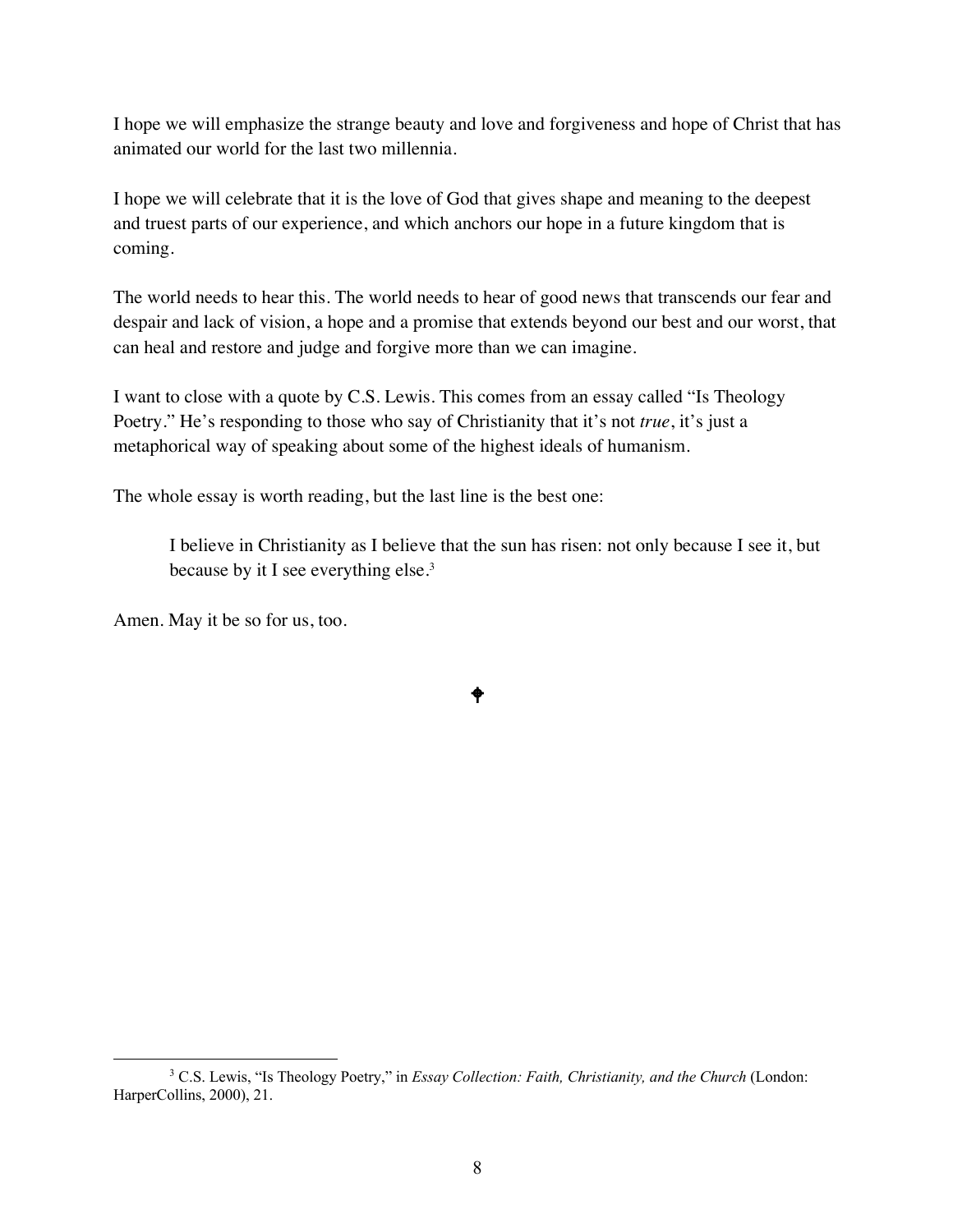I hope we will emphasize the strange beauty and love and forgiveness and hope of Christ that has animated our world for the last two millennia.

I hope we will celebrate that it is the love of God that gives shape and meaning to the deepest and truest parts of our experience, and which anchors our hope in a future kingdom that is coming.

The world needs to hear this. The world needs to hear of good news that transcends our fear and despair and lack of vision, a hope and a promise that extends beyond our best and our worst, that can heal and restore and judge and forgive more than we can imagine.

I want to close with a quote by C.S. Lewis. This comes from an essay called "Is Theology Poetry." He's responding to those who say of Christianity that it's not *true*, it's just a metaphorical way of speaking about some of the highest ideals of humanism.

The whole essay is worth reading, but the last line is the best one:

> I believe in Christianity as I believe that the sun has risen: not only because I see it, but because by it I see everything else.[3]

Amen. May it be so for us, too.

✦

[3] C.S. Lewis, "Is Theology Poetry," in *Essay Collection: Faith, Christianity, and the Church* (London: HarperCollins, 2000), 21.